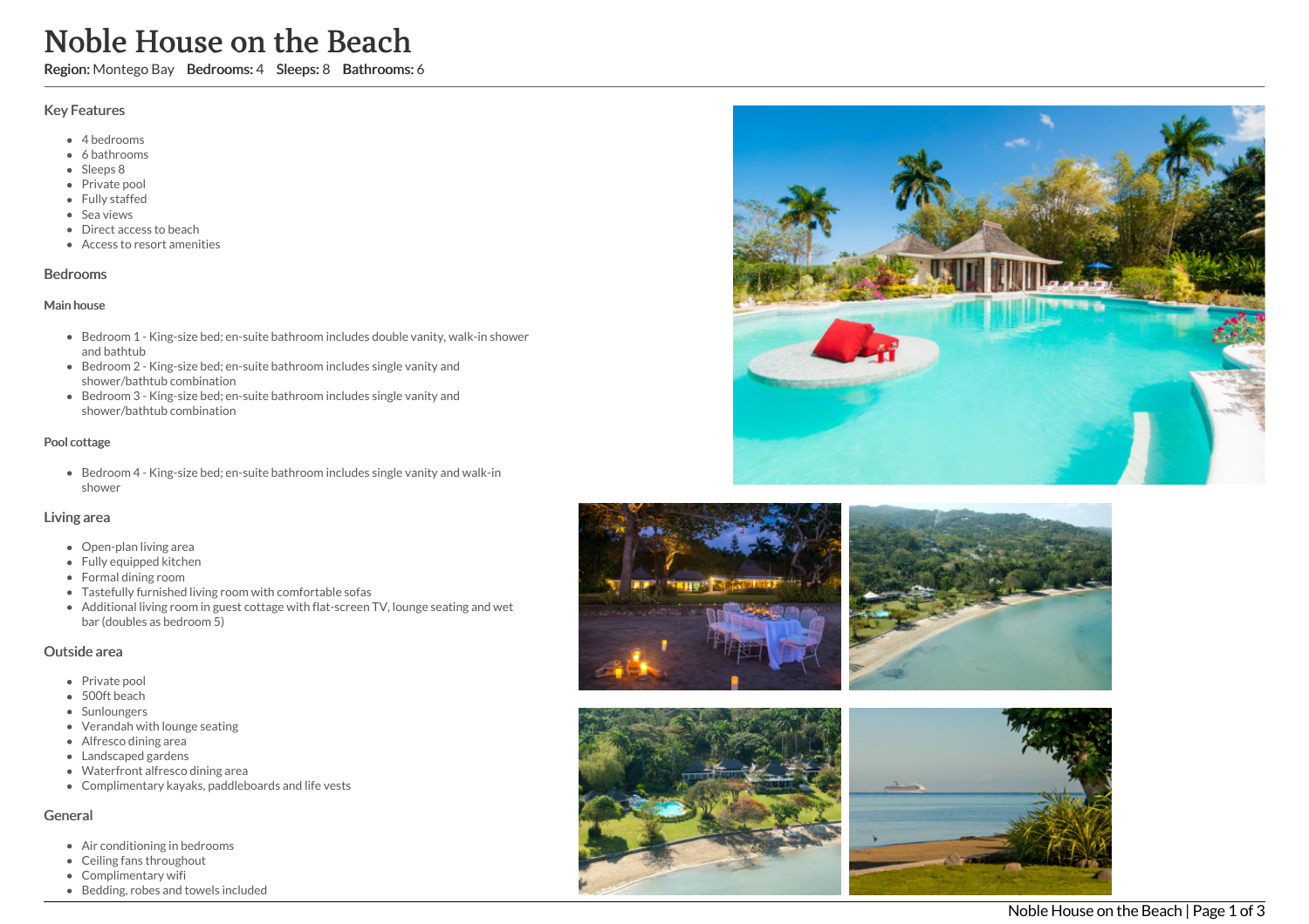# Noble House on the Beach

**Region:** Montego Bay **Bedrooms:** 4 **Sleeps:** 8 **Bathrooms:** 6

## Key Features

- 4 bedrooms
- 6 bathrooms
- Sleeps 8
- Private pool
- Fully staffed
- Sea views
- Direct access to beach
- Access to resort amenities

## Bedrooms

### Main house

- Bedroom 1 - King-size bed; en-suite bathroom includes double vanity, walk-in shower and bathtub
- Bedroom 2 - King-size bed; en-suite bathroom includes single vanity and shower/bathtub combination
- Bedroom 3 - King-size bed; en-suite bathroom includes single vanity and shower/bathtub combination

### Pool cottage

- Bedroom 4 - King-size bed; en-suite bathroom includes single vanity and walk-in shower

## Living area

- Open-plan living area
- Fully equipped kitchen
- Formal dining room
- Tastefully furnished living room with comfortable sofas
- Additional living room in guest cottage with flat-screen TV, lounge seating and wet bar (doubles as bedroom 5)

## Outside area

- Private pool
- 500ft beach
- Sunloungers
- Verandah with lounge seating
- Alfresco dining area
- Landscaped gardens
- Waterfront alfresco dining area
- Complimentary kayaks, paddleboards and life vests

## General

- Air conditioning in bedrooms
- Ceiling fans throughout
- Complimentary wifi
- Bedding, robes and towels included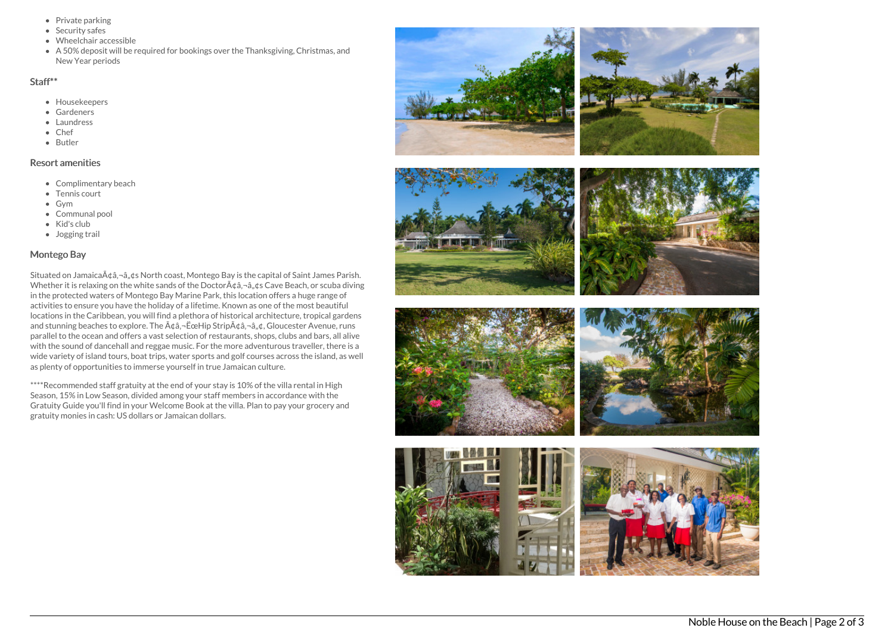- Private parking
- Security safes
- Wheelchair accessible
- A 50% deposit will be required for bookings over the Thanksgiving, Christmas, and New Year periods

### Staff**

- Housekeepers
- Gardeners
- Laundress
- Chef
- Butler

### Resort amenities

- Complimentary beach
- Tennis court
- Gym
- Communal pool
- Kid's club
- Jogging trail

### Montego Bay

Situated on JamaicaÃ¢â‚¬â„¢s North coast, Montego Bay is the capital of Saint James Parish. Whether it is relaxing on the white sands of the DoctorÃ¢â‚¬â„¢s Cave Beach, or scuba diving in the protected waters of Montego Bay Marine Park, this location offers a huge range of activities to ensure you have the holiday of a lifetime. Known as one of the most beautiful locations in the Caribbean, you will find a plethora of historical architecture, tropical gardens and stunning beaches to explore. The Ã¢â‚¬ËœHip StripÃ¢â‚¬â„¢, Gloucester Avenue, runs parallel to the ocean and offers a vast selection of restaurants, shops, clubs and bars, all alive with the sound of dancehall and reggae music. For the more adventurous traveller, there is a wide variety of island tours, boat trips, water sports and golf courses across the island, as well as plenty of opportunities to immerse yourself in true Jamaican culture.

****Recommended staff gratuity at the end of your stay is 10% of the villa rental in High Season, 15% in Low Season, divided among your staff members in accordance with the Gratuity Guide you'll find in your Welcome Book at the villa. Plan to pay your grocery and gratuity monies in cash: US dollars or Jamaican dollars.